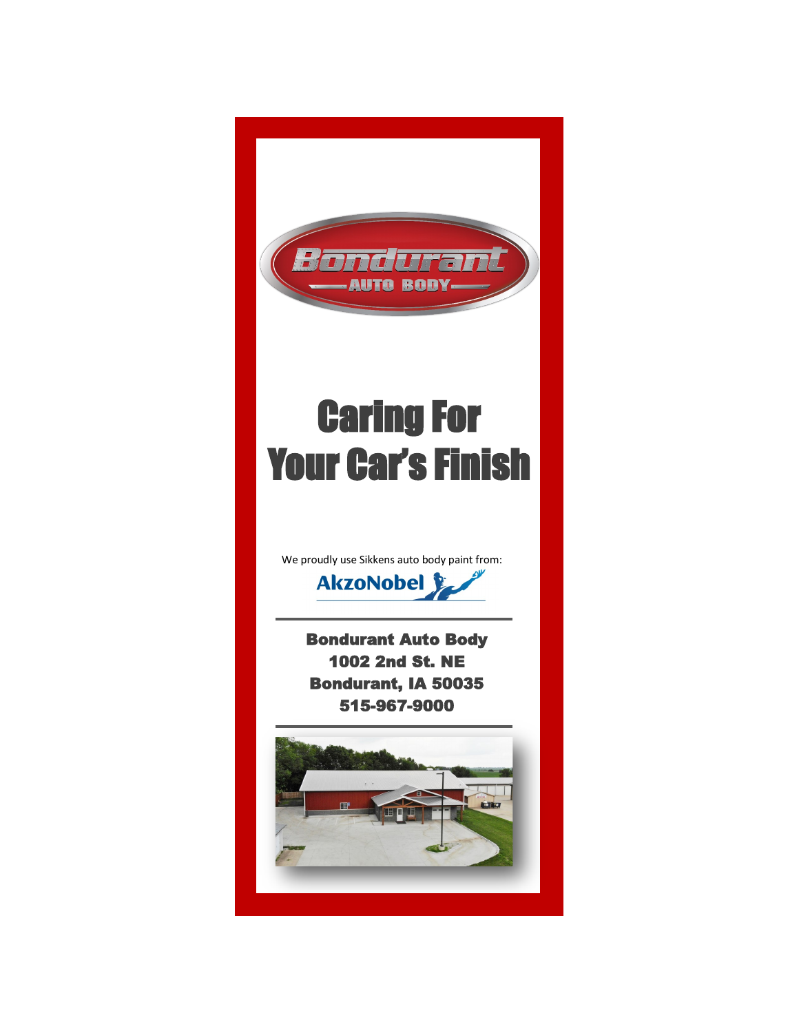Bondurant

AUTO BODY

# Caring For Your Car's Finish

We proudly use Sikkens auto body paint from:

AkzoNobel

---

**Bondurant Auto Body**
**1002 2nd St. NE**
**Bondurant, IA 50035**
**515-967-9000**

---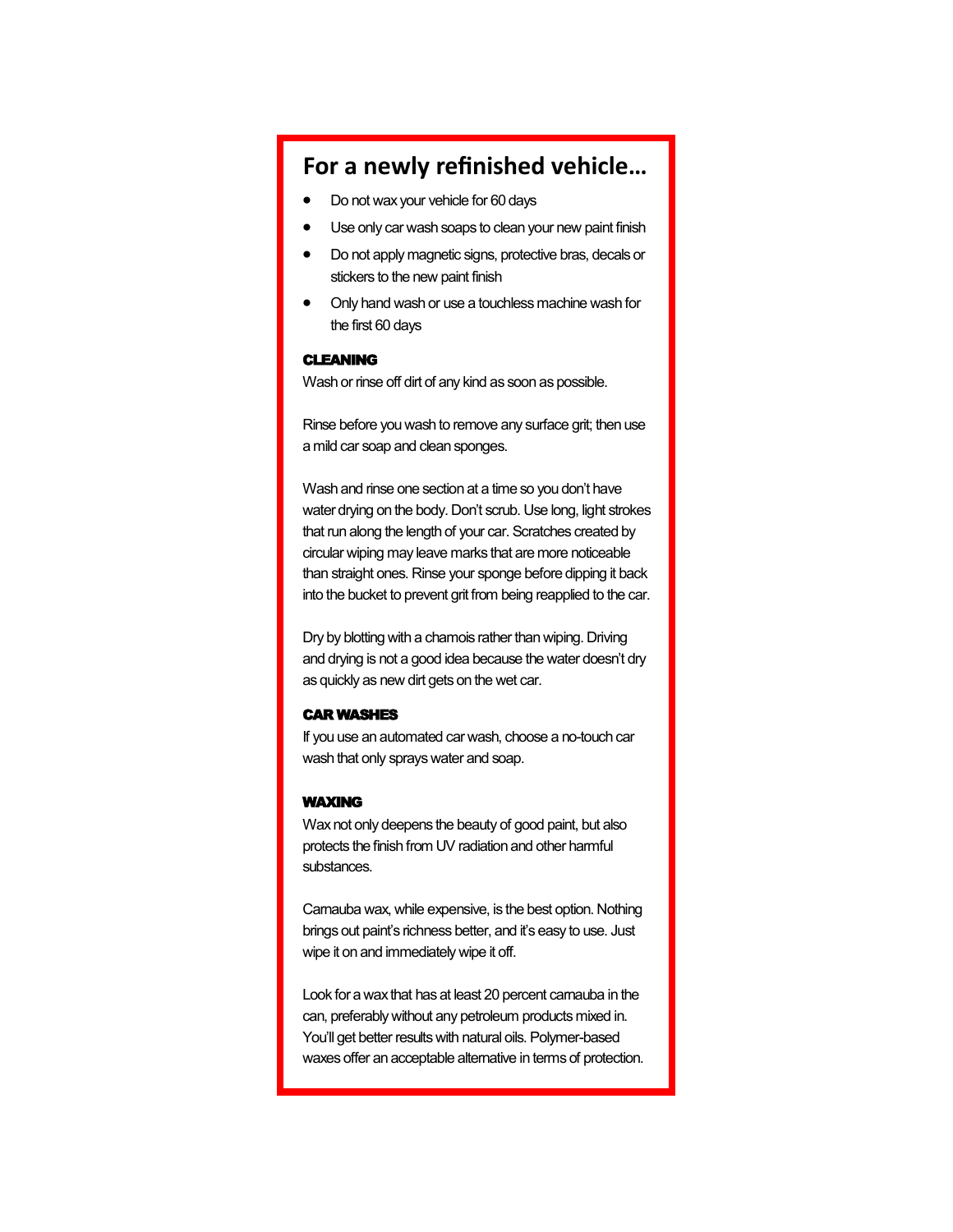## For a newly refinished vehicle…

- Do not wax your vehicle for 60 days
- Use only car wash soaps to clean your new paint finish
- Do not apply magnetic signs, protective bras, decals or stickers to the new paint finish
- Only hand wash or use a touchless machine wash for the first 60 days

### CLEANING

Wash or rinse off dirt of any kind as soon as possible.

Rinse before you wash to remove any surface grit; then use a mild car soap and clean sponges.

Wash and rinse one section at a time so you don't have water drying on the body. Don't scrub. Use long, light strokes that run along the length of your car. Scratches created by circular wiping may leave marks that are more noticeable than straight ones. Rinse your sponge before dipping it back into the bucket to prevent grit from being reapplied to the car.

Dry by blotting with a chamois rather than wiping. Driving and drying is not a good idea because the water doesn't dry as quickly as new dirt gets on the wet car.

### CAR WASHES

If you use an automated car wash, choose a no-touch car wash that only sprays water and soap.

### WAXING

Wax not only deepens the beauty of good paint, but also protects the finish from UV radiation and other harmful substances.

Carnauba wax, while expensive, is the best option. Nothing brings out paint's richness better, and it's easy to use. Just wipe it on and immediately wipe it off.

Look for a wax that has at least 20 percent carnauba in the can, preferably without any petroleum products mixed in. You'll get better results with natural oils. Polymer-based waxes offer an acceptable alternative in terms of protection.